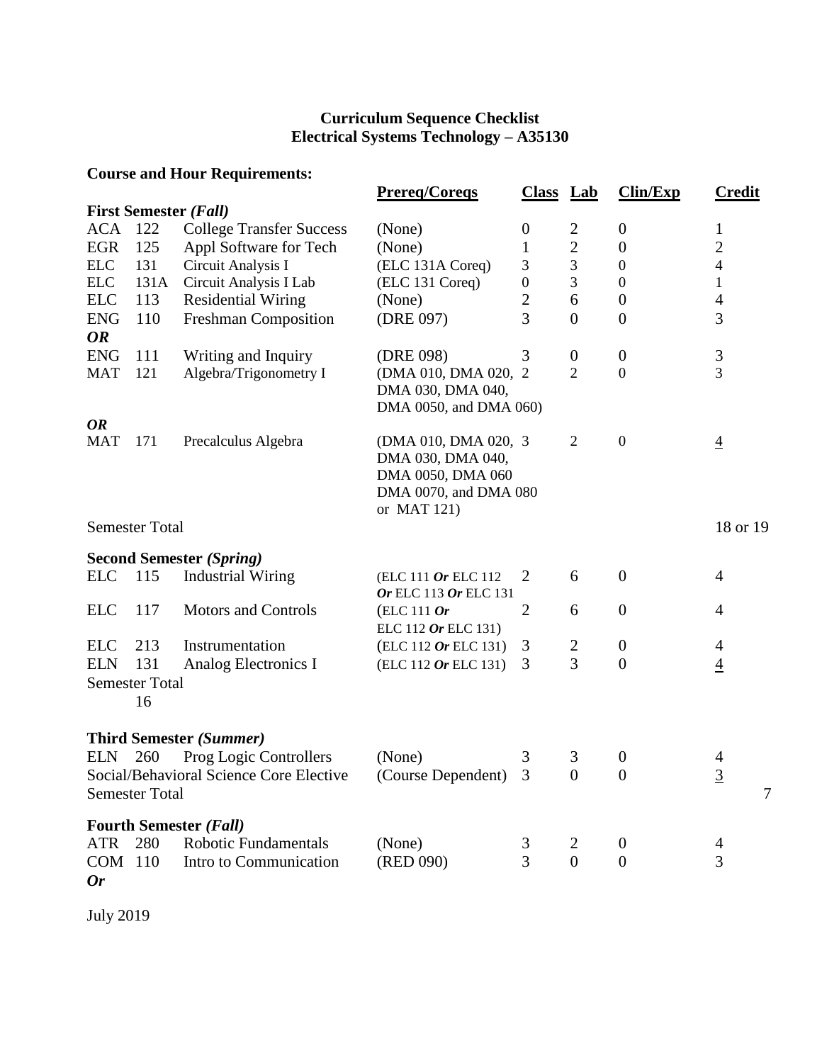# Curriculum Sequence Checklist
# Electrical Systems Technology – A35130

## Course and Hour Requirements:

| | | | Prereq/Coreqs | Class | Lab | Clin/Exp | Credit |
|---|---|---|---|---|---|---|---|
| **First Semester *(Fall)*** | | | | | | | |
| ACA | 122 | College Transfer Success | (None) | 0 | 2 | 0 | 1 |
| EGR | 125 | Appl Software for Tech | (None) | 1 | 2 | 0 | 2 |
| ELC | 131 | Circuit Analysis I | (ELC 131A Coreq) | 3 | 3 | 0 | 4 |
| ELC | 131A | Circuit Analysis I Lab | (ELC 131 Coreq) | 0 | 3 | 0 | 1 |
| ELC | 113 | Residential Wiring | (None) | 2 | 6 | 0 | 4 |
| ENG | 110 | Freshman Composition | (DRE 097) | 3 | 0 | 0 | 3 |
| ***OR*** | | | | | | | |
| ENG | 111 | Writing and Inquiry | (DRE 098) | 3 | 0 | 0 | 3 |
| MAT | 121 | Algebra/Trigonometry I | (DMA 010, DMA 020, DMA 030, DMA 040, DMA 0050, and DMA 060) | 2 | 2 | 0 | 3 |
| ***OR*** | | | | | | | |
| MAT | 171 | Precalculus Algebra | (DMA 010, DMA 020, DMA 030, DMA 040, DMA 0050, DMA 060 DMA 0070, and DMA 080 or MAT 121) | 3 | 2 | 0 | 4 |
| Semester Total | | | | | | | 18 or 19 |
| **Second Semester *(Spring)*** | | | | | | | |
| ELC | 115 | Industrial Wiring | (ELC 111 ***Or*** ELC 112 ***Or*** ELC 113 ***Or*** ELC 131 | 2 | 6 | 0 | 4 |
| ELC | 117 | Motors and Controls | (ELC 111 ***Or*** ELC 112 ***Or*** ELC 131) | 2 | 6 | 0 | 4 |
| ELC | 213 | Instrumentation | (ELC 112 ***Or*** ELC 131) | 3 | 2 | 0 | 4 |
| ELN | 131 | Analog Electronics I | (ELC 112 ***Or*** ELC 131) | 3 | 3 | 0 | 4 |
| Semester Total | | | | | | | 16 |
| **Third Semester *(Summer)*** | | | | | | | |
| ELN | 260 | Prog Logic Controllers | (None) | 3 | 3 | 0 | 4 |
| Social/Behavioral Science Core Elective | | | (Course Dependent) | 3 | 0 | 0 | 3 |
| Semester Total | | | | | | | 7 |
| **Fourth Semester *(Fall)*** | | | | | | | |
| ATR | 280 | Robotic Fundamentals | (None) | 3 | 2 | 0 | 4 |
| COM | 110 | Intro to Communication | (RED 090) | 3 | 0 | 0 | 3 |
| ***Or*** | | | | | | | |

July 2019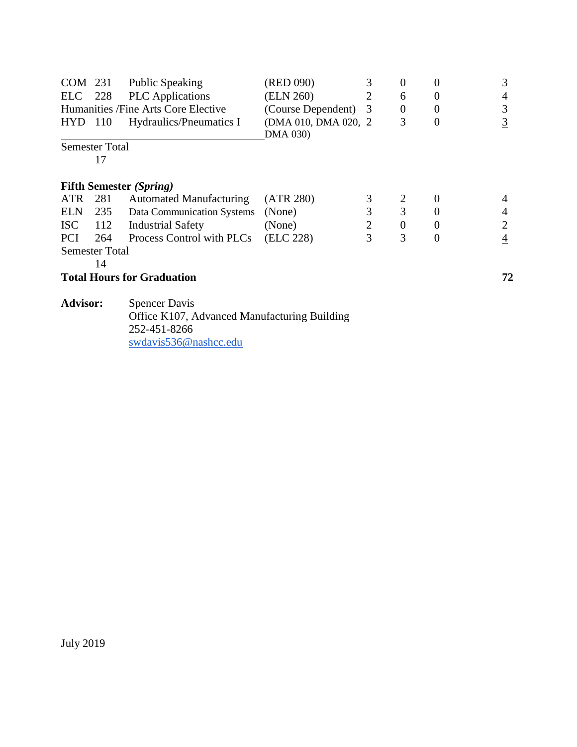| | | | | | | | |
|---|---|---|---|---|---|---|---|
| COM | 231 | Public Speaking | (RED 090) | 3 | 0 | 0 | 3 |
| ELC | 228 | PLC Applications | (ELN 260) | 2 | 6 | 0 | 4 |
| Humanities /Fine Arts Core Elective | | | (Course Dependent) | 3 | 0 | 0 | 3 |
| HYD | 110 | Hydraulics/Pneumatics I | (DMA 010, DMA 020, DMA 030) | 2 | 3 | 0 | 3 |

Semester Total
17

**Fifth Semester *(Spring)***

| | | | | | | | |
|---|---|---|---|---|---|---|---|
| ATR | 281 | Automated Manufacturing | (ATR 280) | 3 | 2 | 0 | 4 |
| ELN | 235 | Data Communication Systems | (None) | 3 | 3 | 0 | 4 |
| ISC | 112 | Industrial Safety | (None) | 2 | 0 | 0 | 2 |
| PCI | 264 | Process Control with PLCs | (ELC 228) | 3 | 3 | 0 | 4 |

Semester Total
14

**Total Hours for Graduation** **72**

**Advisor:** Spencer Davis
Office K107, Advanced Manufacturing Building
252-451-8266
swdavis536@nashcc.edu

July 2019